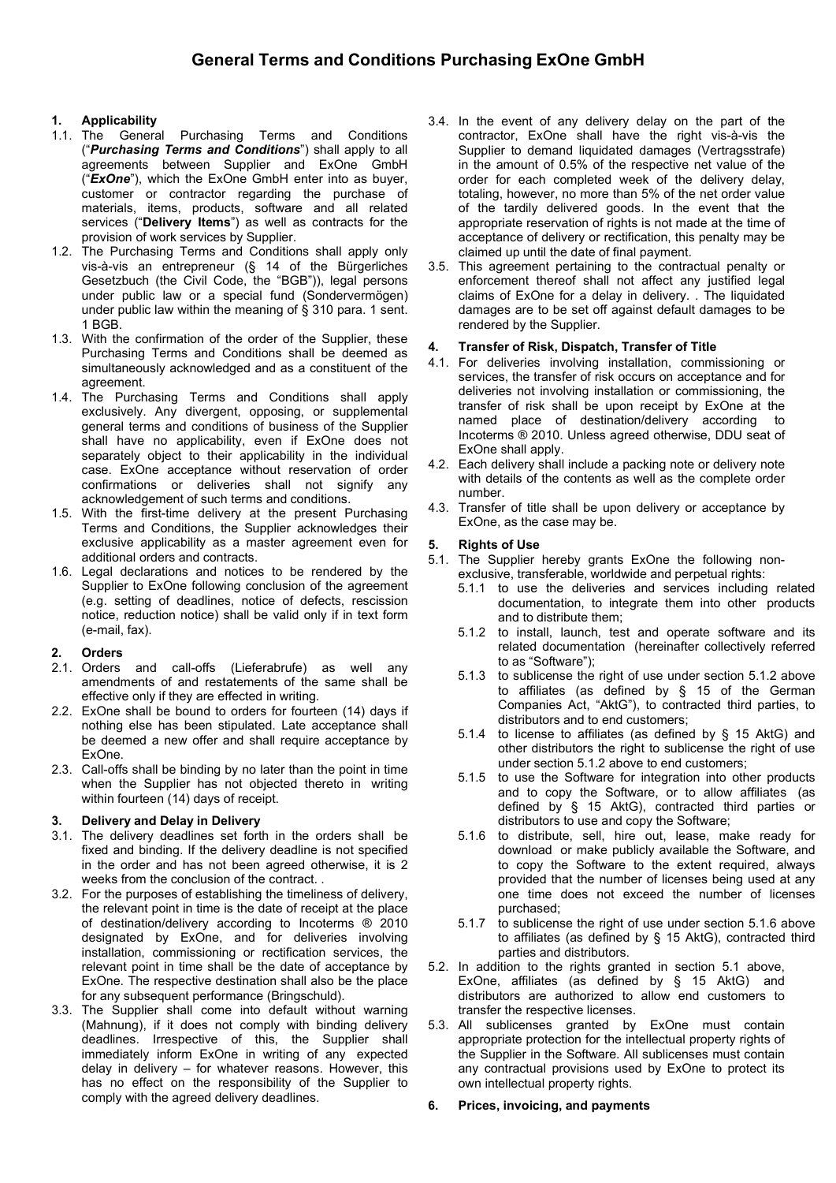# General Terms and Conditions Purchasing ExOne GmbH

## 1. Applicability

1.1. The General Purchasing Terms and Conditions ("***Purchasing Terms and Conditions***") shall apply to all agreements between Supplier and ExOne GmbH ("***ExOne***"), which the ExOne GmbH enter into as buyer, customer or contractor regarding the purchase of materials, items, products, software and all related services ("**Delivery Items**") as well as contracts for the provision of work services by Supplier.

1.2. The Purchasing Terms and Conditions shall apply only vis-à-vis an entrepreneur (§ 14 of the Bürgerliches Gesetzbuch (the Civil Code, the "BGB")), legal persons under public law or a special fund (Sondervermögen) under public law within the meaning of § 310 para. 1 sent. 1 BGB.

1.3. With the confirmation of the order of the Supplier, these Purchasing Terms and Conditions shall be deemed as simultaneously acknowledged and as a constituent of the agreement.

1.4. The Purchasing Terms and Conditions shall apply exclusively. Any divergent, opposing, or supplemental general terms and conditions of business of the Supplier shall have no applicability, even if ExOne does not separately object to their applicability in the individual case. ExOne acceptance without reservation of order confirmations or deliveries shall not signify any acknowledgement of such terms and conditions.

1.5. With the first-time delivery at the present Purchasing Terms and Conditions, the Supplier acknowledges their exclusive applicability as a master agreement even for additional orders and contracts.

1.6. Legal declarations and notices to be rendered by the Supplier to ExOne following conclusion of the agreement (e.g. setting of deadlines, notice of defects, rescission notice, reduction notice) shall be valid only if in text form (e-mail, fax).

## 2. Orders

2.1. Orders and call-offs (Lieferabrufe) as well any amendments of and restatements of the same shall be effective only if they are effected in writing.

2.2. ExOne shall be bound to orders for fourteen (14) days if nothing else has been stipulated. Late acceptance shall be deemed a new offer and shall require acceptance by ExOne.

2.3. Call-offs shall be binding by no later than the point in time when the Supplier has not objected thereto in writing within fourteen (14) days of receipt.

## 3. Delivery and Delay in Delivery

3.1. The delivery deadlines set forth in the orders shall be fixed and binding. If the delivery deadline is not specified in the order and has not been agreed otherwise, it is 2 weeks from the conclusion of the contract. .

3.2. For the purposes of establishing the timeliness of delivery, the relevant point in time is the date of receipt at the place of destination/delivery according to Incoterms ® 2010 designated by ExOne, and for deliveries involving installation, commissioning or rectification services, the relevant point in time shall be the date of acceptance by ExOne. The respective destination shall also be the place for any subsequent performance (Bringschuld).

3.3. The Supplier shall come into default without warning (Mahnung), if it does not comply with binding delivery deadlines. Irrespective of this, the Supplier shall immediately inform ExOne in writing of any expected delay in delivery – for whatever reasons. However, this has no effect on the responsibility of the Supplier to comply with the agreed delivery deadlines.

3.4. In the event of any delivery delay on the part of the contractor, ExOne shall have the right vis-à-vis the Supplier to demand liquidated damages (Vertragsstrafe) in the amount of 0.5% of the respective net value of the order for each completed week of the delivery delay, totaling, however, no more than 5% of the net order value of the tardily delivered goods. In the event that the appropriate reservation of rights is not made at the time of acceptance of delivery or rectification, this penalty may be claimed up until the date of final payment.

3.5. This agreement pertaining to the contractual penalty or enforcement thereof shall not affect any justified legal claims of ExOne for a delay in delivery. . The liquidated damages are to be set off against default damages to be rendered by the Supplier.

## 4. Transfer of Risk, Dispatch, Transfer of Title

4.1. For deliveries involving installation, commissioning or services, the transfer of risk occurs on acceptance and for deliveries not involving installation or commissioning, the transfer of risk shall be upon receipt by ExOne at the named place of destination/delivery according to Incoterms ® 2010. Unless agreed otherwise, DDU seat of ExOne shall apply.

4.2. Each delivery shall include a packing note or delivery note with details of the contents as well as the complete order number.

4.3. Transfer of title shall be upon delivery or acceptance by ExOne, as the case may be.

## 5. Rights of Use

5.1. The Supplier hereby grants ExOne the following non-exclusive, transferable, worldwide and perpetual rights:

   5.1.1 to use the deliveries and services including related documentation, to integrate them into other products and to distribute them;

   5.1.2 to install, launch, test and operate software and its related documentation (hereinafter collectively referred to as "Software");

   5.1.3 to sublicense the right of use under section 5.1.2 above to affiliates (as defined by § 15 of the German Companies Act, "AktG"), to contracted third parties, to distributors and to end customers;

   5.1.4 to license to affiliates (as defined by § 15 AktG) and other distributors the right to sublicense the right of use under section 5.1.2 above to end customers;

   5.1.5 to use the Software for integration into other products and to copy the Software, or to allow affiliates (as defined by § 15 AktG), contracted third parties or distributors to use and copy the Software;

   5.1.6 to distribute, sell, hire out, lease, make ready for download or make publicly available the Software, and to copy the Software to the extent required, always provided that the number of licenses being used at any one time does not exceed the number of licenses purchased;

   5.1.7 to sublicense the right of use under section 5.1.6 above to affiliates (as defined by § 15 AktG), contracted third parties and distributors.

5.2. In addition to the rights granted in section 5.1 above, ExOne, affiliates (as defined by § 15 AktG) and distributors are authorized to allow end customers to transfer the respective licenses.

5.3. All sublicenses granted by ExOne must contain appropriate protection for the intellectual property rights of the Supplier in the Software. All sublicenses must contain any contractual provisions used by ExOne to protect its own intellectual property rights.

## 6. Prices, invoicing, and payments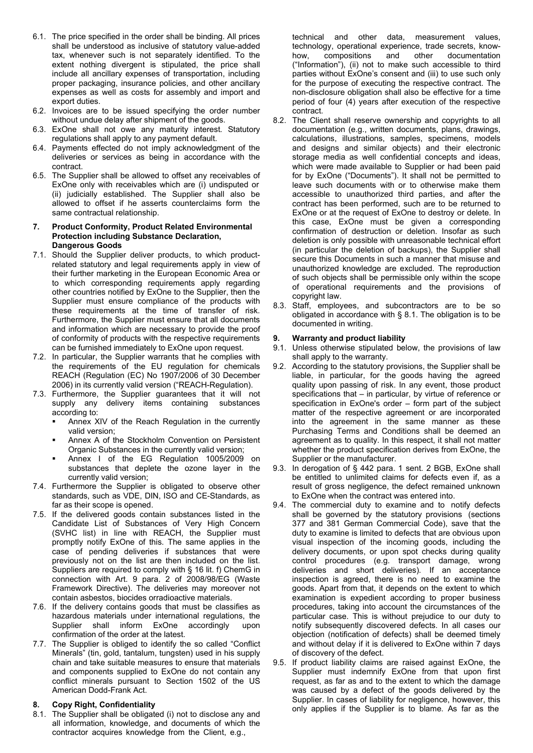6.1. The price specified in the order shall be binding. All prices shall be understood as inclusive of statutory value-added tax, whenever such is not separately identified. To the extent nothing divergent is stipulated, the price shall include all ancillary expenses of transportation, including proper packaging, insurance policies, and other ancillary expenses as well as costs for assembly and import and export duties.

6.2. Invoices are to be issued specifying the order number without undue delay after shipment of the goods.

6.3. ExOne shall not owe any maturity interest. Statutory regulations shall apply to any payment default.

6.4. Payments effected do not imply acknowledgment of the deliveries or services as being in accordance with the contract.

6.5. The Supplier shall be allowed to offset any receivables of ExOne only with receivables which are (i) undisputed or (ii) judicially established. The Supplier shall also be allowed to offset if he asserts counterclaims form the same contractual relationship.

**7. Product Conformity, Product Related Environmental Protection including Substance Declaration, Dangerous Goods**

7.1. Should the Supplier deliver products, to which product-related statutory and legal requirements apply in view of their further marketing in the European Economic Area or to which corresponding requirements apply regarding other countries notified by ExOne to the Supplier, then the Supplier must ensure compliance of the products with these requirements at the time of transfer of risk. Furthermore, the Supplier must ensure that all documents and information which are necessary to provide the proof of conformity of products with the respective requirements can be furnished immediately to ExOne upon request.

7.2. In particular, the Supplier warrants that he complies with the requirements of the EU regulation for chemicals REACH (Regulation (EC) No 1907/2006 of 30 December 2006) in its currently valid version ("REACH-Regulation).

7.3. Furthermore, the Supplier guarantees that it will not supply any delivery items containing substances according to:
- Annex XIV of the Reach Regulation in the currently valid version;
- Annex A of the Stockholm Convention on Persistent Organic Substances in the currently valid version;
- Annex I of the EG Regulation 1005/2009 on substances that deplete the ozone layer in the currently valid version;

7.4. Furthermore the Supplier is obligated to observe other standards, such as VDE, DIN, ISO and CE-Standards, as far as their scope is opened.

7.5. If the delivered goods contain substances listed in the Candidate List of Substances of Very High Concern (SVHC list) in line with REACH, the Supplier must promptly notify ExOne of this. The same applies in the case of pending deliveries if substances that were previously not on the list are then included on the list. Suppliers are required to comply with § 16 lit. f) ChemG in connection with Art. 9 para. 2 of 2008/98/EG (Waste Framework Directive). The deliveries may moreover not contain asbestos, biocides orradioactive materials.

7.6. If the delivery contains goods that must be classifies as hazardous materials under international regulations, the Supplier shall inform ExOne accordingly upon confirmation of the order at the latest.

7.7. The Supplier is obliged to identify the so called "Conflict Minerals" (tin, gold, tantalum, tungsten) used in his supply chain and take suitable measures to ensure that materials and components supplied to ExOne do not contain any conflict minerals pursuant to Section 1502 of the US American Dodd-Frank Act.

**8. Copy Right, Confidentiality**

8.1. The Supplier shall be obligated (i) not to disclose any and all information, knowledge, and documents of which the contractor acquires knowledge from the Client, e.g., technical and other data, measurement values, technology, operational experience, trade secrets, know-how, compositions and other documentation ("Information"), (ii) not to make such accessible to third parties without ExOne's consent and (iii) to use such only for the purpose of executing the respective contract. The non-disclosure obligation shall also be effective for a time period of four (4) years after execution of the respective contract.

8.2. The Client shall reserve ownership and copyrights to all documentation (e.g., written documents, plans, drawings, calculations, illustrations, samples, specimens, models and designs and similar objects) and their electronic storage media as well confidential concepts and ideas, which were made available to Supplier or had been paid for by ExOne ("Documents"). It shall not be permitted to leave such documents with or to otherwise make them accessible to unauthorized third parties, and after the contract has been performed, such are to be returned to ExOne or at the request of ExOne to destroy or delete. In this case, ExOne must be given a corresponding confirmation of destruction or deletion. Insofar as such deletion is only possible with unreasonable technical effort (in particular the deletion of backups), the Supplier shall secure this Documents in such a manner that misuse and unauthorized knowledge are excluded. The reproduction of such objects shall be permissible only within the scope of operational requirements and the provisions of copyright law.

8.3. Staff, employees, and subcontractors are to be so obligated in accordance with § 8.1. The obligation is to be documented in writing.

**9. Warranty and product liability**

9.1. Unless otherwise stipulated below, the provisions of law shall apply to the warranty.

9.2. According to the statutory provisions, the Supplier shall be liable, in particular, for the goods having the agreed quality upon passing of risk. In any event, those product specifications that – in particular, by virtue of reference or specification in ExOne's order – form part of the subject matter of the respective agreement or are incorporated into the agreement in the same manner as these Purchasing Terms and Conditions shall be deemed an agreement as to quality. In this respect, it shall not matter whether the product specification derives from ExOne, the Supplier or the manufacturer.

9.3. In derogation of § 442 para. 1 sent. 2 BGB, ExOne shall be entitled to unlimited claims for defects even if, as a result of gross negligence, the defect remained unknown to ExOne when the contract was entered into.

9.4. The commercial duty to examine and to notify defects shall be governed by the statutory provisions (sections 377 and 381 German Commercial Code), save that the duty to examine is limited to defects that are obvious upon visual inspection of the incoming goods, including the delivery documents, or upon spot checks during quality control procedures (e.g. transport damage, wrong deliveries and short deliveries). If an acceptance inspection is agreed, there is no need to examine the goods. Apart from that, it depends on the extent to which examination is expedient according to proper business procedures, taking into account the circumstances of the particular case. This is without prejudice to our duty to notify subsequently discovered defects. In all cases our objection (notification of defects) shall be deemed timely and without delay if it is delivered to ExOne within 7 days of discovery of the defect.

9.5. If product liability claims are raised against ExOne, the Supplier must indemnify ExOne from that upon first request, as far as and to the extent to which the damage was caused by a defect of the goods delivered by the Supplier. In cases of liability for negligence, however, this only applies if the Supplier is to blame. As far as the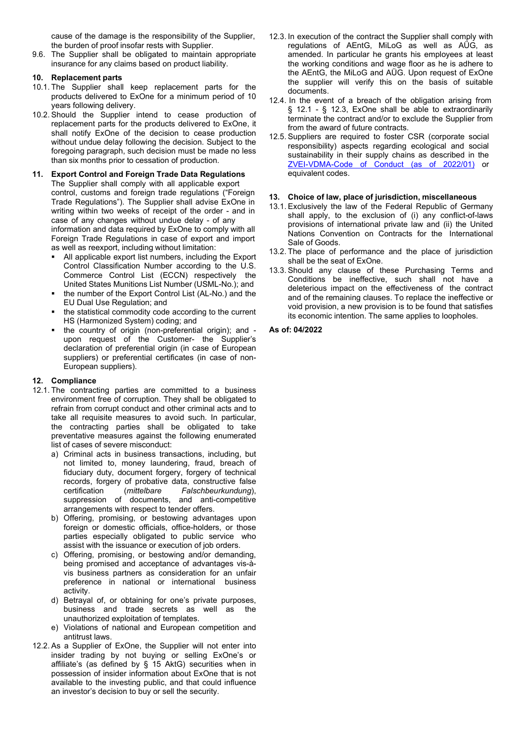cause of the damage is the responsibility of the Supplier, the burden of proof insofar rests with Supplier.

9.6. The Supplier shall be obligated to maintain appropriate insurance for any claims based on product liability.

## 10. Replacement parts

10.1. The Supplier shall keep replacement parts for the products delivered to ExOne for a minimum period of 10 years following delivery.

10.2. Should the Supplier intend to cease production of replacement parts for the products delivered to ExOne, it shall notify ExOne of the decision to cease production without undue delay following the decision. Subject to the foregoing paragraph, such decision must be made no less than six months prior to cessation of production.

## 11. Export Control and Foreign Trade Data Regulations

The Supplier shall comply with all applicable export control, customs and foreign trade regulations ("Foreign Trade Regulations"). The Supplier shall advise ExOne in writing within two weeks of receipt of the order - and in case of any changes without undue delay - of any information and data required by ExOne to comply with all Foreign Trade Regulations in case of export and import as well as reexport, including without limitation:

- All applicable export list numbers, including the Export Control Classification Number according to the U.S. Commerce Control List (ECCN) respectively the United States Munitions List Number (USML-No.); and
- the number of the Export Control List (AL-No.) and the EU Dual Use Regulation; and
- the statistical commodity code according to the current HS (Harmonized System) coding; and
- the country of origin (non-preferential origin); and - upon request of the Customer- the Supplier's declaration of preferential origin (in case of European suppliers) or preferential certificates (in case of non-European suppliers).

## 12. Compliance

12.1. The contracting parties are committed to a business environment free of corruption. They shall be obligated to refrain from corrupt conduct and other criminal acts and to take all requisite measures to avoid such. In particular, the contracting parties shall be obligated to take preventative measures against the following enumerated list of cases of severe misconduct:

a) Criminal acts in business transactions, including, but not limited to, money laundering, fraud, breach of fiduciary duty, document forgery, forgery of technical records, forgery of probative data, constructive false certification (*mittelbare Falschbeurkundung*), suppression of documents, and anti-competitive arrangements with respect to tender offers.

b) Offering, promising, or bestowing advantages upon foreign or domestic officials, office-holders, or those parties especially obligated to public service who assist with the issuance or execution of job orders.

c) Offering, promising, or bestowing and/or demanding, being promised and acceptance of advantages vis-à-vis business partners as consideration for an unfair preference in national or international business activity.

d) Betrayal of, or obtaining for one's private purposes, business and trade secrets as well as the unauthorized exploitation of templates.

e) Violations of national and European competition and antitrust laws.

12.2. As a Supplier of ExOne, the Supplier will not enter into insider trading by not buying or selling ExOne's or affiliate's (as defined by § 15 AktG) securities when in possession of insider information about ExOne that is not available to the investing public, and that could influence an investor's decision to buy or sell the security.

12.3. In execution of the contract the Supplier shall comply with regulations of AEntG, MiLoG as well as AÜG, as amended. In particular he grants his employees at least the working conditions and wage floor as he is adhere to the AEntG, the MiLoG and AÜG. Upon request of ExOne the supplier will verify this on the basis of suitable documents.

12.4. In the event of a breach of the obligation arising from § 12.1 - § 12.3, ExOne shall be able to extraordinarily terminate the contract and/or to exclude the Supplier from from the award of future contracts.

12.5. Suppliers are required to foster CSR (corporate social responsibility) aspects regarding ecological and social sustainability in their supply chains as described in the ZVEI-VDMA-Code of Conduct (as of 2022/01) or equivalent codes.

## 13. Choice of law, place of jurisdiction, miscellaneous

13.1. Exclusively the law of the Federal Republic of Germany shall apply, to the exclusion of (i) any conflict-of-laws provisions of international private law and (ii) the United Nations Convention on Contracts for the International Sale of Goods.

13.2. The place of performance and the place of jurisdiction shall be the seat of ExOne.

13.3. Should any clause of these Purchasing Terms and Conditions be ineffective, such shall not have a deleterious impact on the effectiveness of the contract and of the remaining clauses. To replace the ineffective or void provision, a new provision is to be found that satisfies its economic intention. The same applies to loopholes.

**As of: 04/2022**